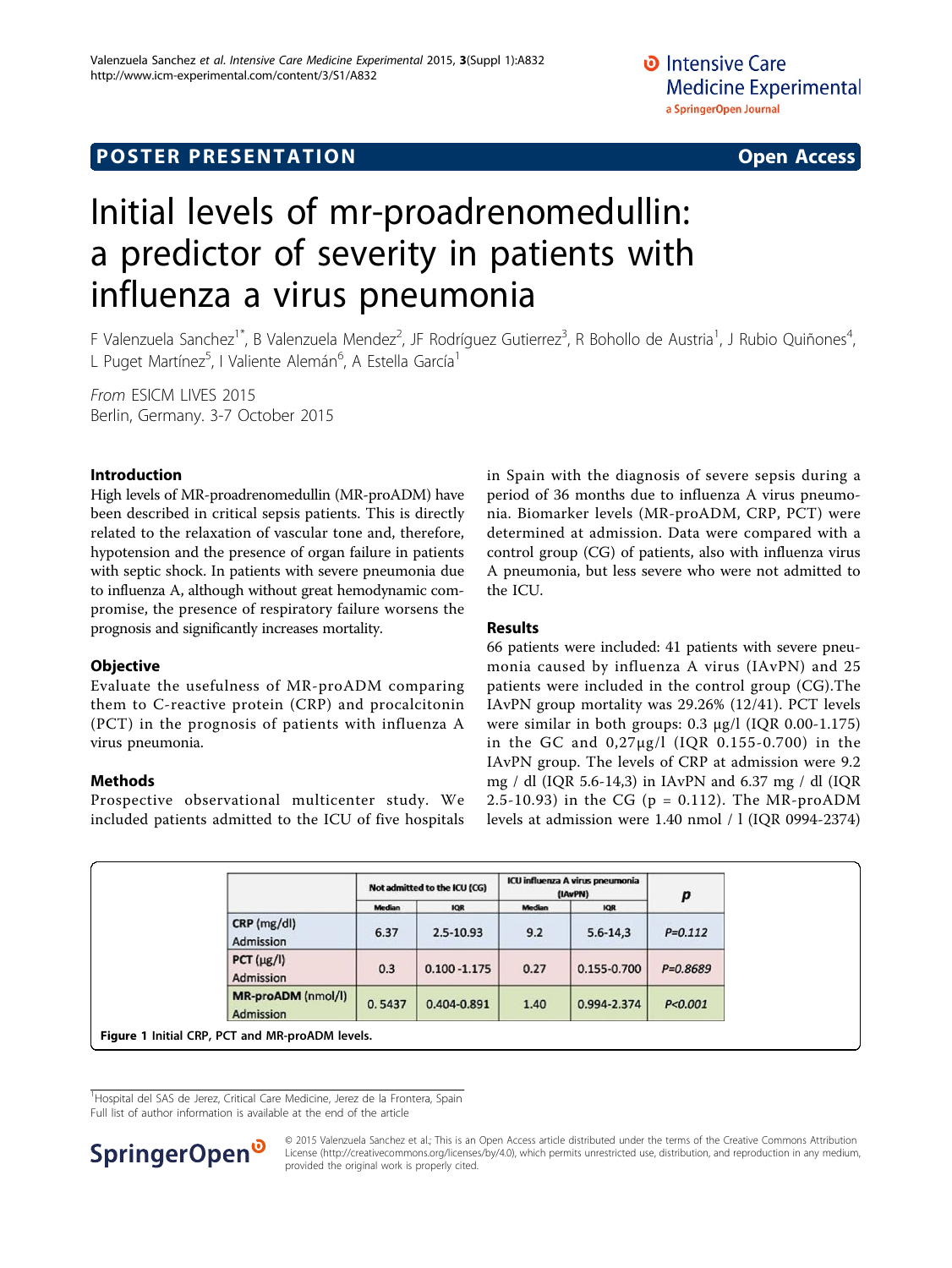POSTER PRESENTATION — Open Access

# Initial levels of mr-proadrenomedullin: a predictor of severity in patients with influenza a virus pneumonia

F Valenzuela Sanchez[1*], B Valenzuela Mendez[2], JF Rodríguez Gutierrez[3], R Bohollo de Austria[1], J Rubio Quiñones[4], L Puget Martínez[5], I Valiente Alemán[6], A Estella García[1]

*From* ESICM LIVES 2015
Berlin, Germany. 3-7 October 2015

## Introduction

High levels of MR-proadrenomedullin (MR-proADM) have been described in critical sepsis patients. This is directly related to the relaxation of vascular tone and, therefore, hypotension and the presence of organ failure in patients with septic shock. In patients with severe pneumonia due to influenza A, although without great hemodynamic compromise, the presence of respiratory failure worsens the prognosis and significantly increases mortality.

## Objective

Evaluate the usefulness of MR-proADM comparing them to C-reactive protein (CRP) and procalcitonin (PCT) in the prognosis of patients with influenza A virus pneumonia.

## Methods

Prospective observational multicenter study. We included patients admitted to the ICU of five hospitals in Spain with the diagnosis of severe sepsis during a period of 36 months due to influenza A virus pneumonia. Biomarker levels (MR-proADM, CRP, PCT) were determined at admission. Data were compared with a control group (CG) of patients, also with influenza virus A pneumonia, but less severe who were not admitted to the ICU.

## Results

66 patients were included: 41 patients with severe pneumonia caused by influenza A virus (IAvPN) and 25 patients were included in the control group (CG).The IAvPN group mortality was 29.26% (12/41). PCT levels were similar in both groups: 0.3 μg/l (IQR 0.00-1.175) in the GC and 0,27μg/l (IQR 0.155-0.700) in the IAvPN group. The levels of CRP at admission were 9.2 mg / dl (IQR 5.6-14,3) in IAvPN and 6.37 mg / dl (IQR 2.5-10.93) in the CG (p = 0.112). The MR-proADM levels at admission were 1.40 nmol / l (IQR 0994-2374)

| | Not admitted to the ICU (CG) | | ICU influenza A virus pneumonia (IAvPN) | | p |
|---|---|---|---|---|---|
| | Median | IQR | Median | IQR | |
| **CRP** (mg/dl) Admission | 6.37 | 2.5-10.93 | 9.2 | 5.6-14,3 | *P=0.112* |
| **PCT** (μg/l) Admission | 0.3 | 0.100 -1.175 | 0.27 | 0.155-0.700 | *P=0.8689* |
| **MR-proADM** (nmol/l) Admission | 0. 5437 | 0.404-0.891 | 1.40 | 0.994-2.374 | *P<0.001* |

**Figure 1 Initial CRP, PCT and MR-proADM levels.**

[1]Hospital del SAS de Jerez, Critical Care Medicine, Jerez de la Frontera, Spain
Full list of author information is available at the end of the article

© 2015 Valenzuela Sanchez et al.; This is an Open Access article distributed under the terms of the Creative Commons Attribution License (http://creativecommons.org/licenses/by/4.0), which permits unrestricted use, distribution, and reproduction in any medium, provided the original work is properly cited.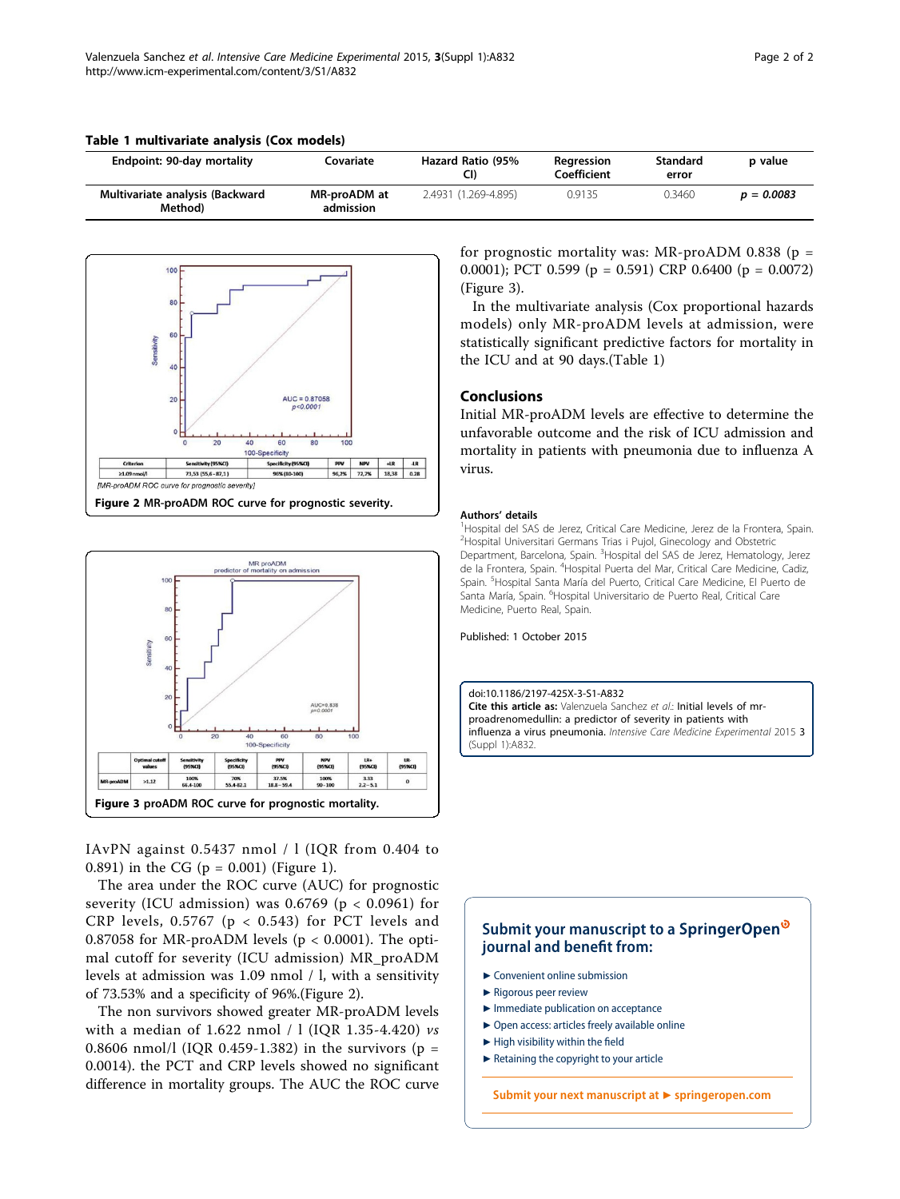**Table 1 multivariate analysis (Cox models)**

| Endpoint: 90-day mortality | Covariate | Hazard Ratio (95% CI) | Regression Coefficient | Standard error | p value |
|---|---|---|---|---|---|
| Multivariate analysis (Backward Method) | MR-proADM at admission | 2.4931 (1.269-4.895) | 0.9135 | 0.3460 | *p = 0.0083* |

100
80
60
40
20
0
Sensitivity
0 20 40 60 80 100
100-Specificity
AUC = 0.87058
p<0.0001

| Criterion | Sensitivity (95%CI) | Specificity (95%CI) | PPV | NPV | +LR | -LR |
|---|---|---|---|---|---|---|
| ≥1.09 nmol/l | 73,53 (55,6 - 87,1) | 96% (80-100) | 96,2% | 72,7% | 18,38 | 0.28 |

[MR-proADM ROC curve for prognostic severity]

**Figure 2** MR-proADM ROC curve for prognostic severity.

MR proADM
predictor of mortality on admission
100
80
60
40
20
0
Sensitivity
0 20 40 60 80 100
100-Specificity
AUC=0.838
p=0.0001

| | Optimal cutoff values | Sensitivity (95%CI) | Specificity (95%CI) | PPV (95%CI) | NPV (95%CI) | LR+ (95%CI) | LR- (95%CI) |
|---|---|---|---|---|---|---|---|
| MR-proADM | >1.12 | 100% 66.4-100 | 70% 55.4-82.3 | 37.5% 18.8 - 59.4 | 100% 90 - 100 | 3.33 2.2 – 5.1 | 0 |

**Figure 3** proADM ROC curve for prognostic mortality.

IAvPN against 0.5437 nmol / l (IQR from 0.404 to 0.891) in the CG ($p = 0.001$) (Figure 1).

The area under the ROC curve (AUC) for prognostic severity (ICU admission) was 0.6769 ($p < 0.0961$) for CRP levels, 0.5767 ($p < 0.543$) for PCT levels and 0.87058 for MR-proADM levels ($p < 0.0001$). The optimal cutoff for severity (ICU admission) MR_proADM levels at admission was 1.09 nmol / l, with a sensitivity of 73.53% and a specificity of 96%.(Figure 2).

The non survivors showed greater MR-proADM levels with a median of 1.622 nmol / l (IQR 1.35-4.420) *vs* 0.8606 nmol/l (IQR 0.459-1.382) in the survivors ($p = 0.0014$). the PCT and CRP levels showed no significant difference in mortality groups. The AUC the ROC curve for prognostic mortality was: MR-proADM 0.838 ($p = 0.0001$); PCT 0.599 ($p = 0.591$) CRP 0.6400 ($p = 0.0072$) (Figure 3).

In the multivariate analysis (Cox proportional hazards models) only MR-proADM levels at admission, were statistically significant predictive factors for mortality in the ICU and at 90 days.(Table 1)

## Conclusions

Initial MR-proADM levels are effective to determine the unfavorable outcome and the risk of ICU admission and mortality in patients with pneumonia due to influenza A virus.

#### Authors' details

[1]Hospital del SAS de Jerez, Critical Care Medicine, Jerez de la Frontera, Spain. [2]Hospital Universitari Germans Trias i Pujol, Ginecology and Obstetric Department, Barcelona, Spain. [3]Hospital del SAS de Jerez, Hematology, Jerez de la Frontera, Spain. [4]Hospital Puerta del Mar, Critical Care Medicine, Cadiz, Spain. [5]Hospital Santa María del Puerto, Critical Care Medicine, El Puerto de Santa María, Spain. [6]Hospital Universitario de Puerto Real, Critical Care Medicine, Puerto Real, Spain.

Published: 1 October 2015

doi:10.1186/2197-425X-3-S1-A832

**Cite this article as:** Valenzuela Sanchez *et al.*: **Initial levels of mr-proadrenomedullin: a predictor of severity in patients with influenza a virus pneumonia.** *Intensive Care Medicine Experimental* 2015 **3** (Suppl 1):A832.

**Submit your manuscript to a SpringerOpen journal and benefit from:**

- ► Convenient online submission
- ► Rigorous peer review
- ► Immediate publication on acceptance
- ► Open access: articles freely available online
- ► High visibility within the field
- ► Retaining the copyright to your article

**Submit your next manuscript at ► springeropen.com**